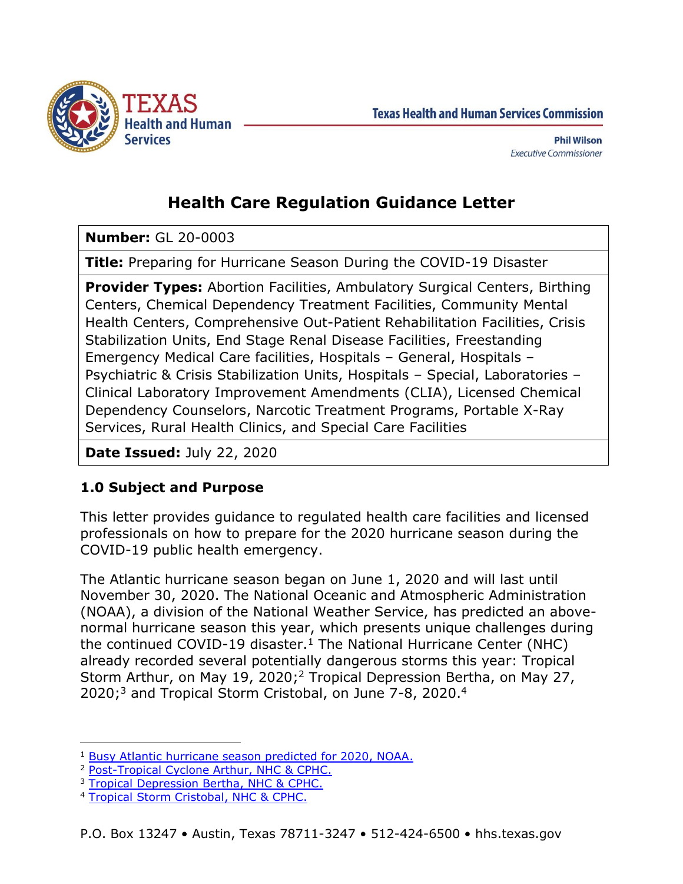Texas Health and Human Services Commission

**Phil Wilson**
*Executive Commissioner*

# Health Care Regulation Guidance Letter

| **Number:** GL 20-0003 |
|---|
| **Title:** Preparing for Hurricane Season During the COVID-19 Disaster |
| **Provider Types:** Abortion Facilities, Ambulatory Surgical Centers, Birthing Centers, Chemical Dependency Treatment Facilities, Community Mental Health Centers, Comprehensive Out-Patient Rehabilitation Facilities, Crisis Stabilization Units, End Stage Renal Disease Facilities, Freestanding Emergency Medical Care facilities, Hospitals – General, Hospitals – Psychiatric & Crisis Stabilization Units, Hospitals – Special, Laboratories – Clinical Laboratory Improvement Amendments (CLIA), Licensed Chemical Dependency Counselors, Narcotic Treatment Programs, Portable X-Ray Services, Rural Health Clinics, and Special Care Facilities |
| **Date Issued:** July 22, 2020 |

## 1.0 Subject and Purpose

This letter provides guidance to regulated health care facilities and licensed professionals on how to prepare for the 2020 hurricane season during the COVID-19 public health emergency.

The Atlantic hurricane season began on June 1, 2020 and will last until November 30, 2020. The National Oceanic and Atmospheric Administration (NOAA), a division of the National Weather Service, has predicted an above-normal hurricane season this year, which presents unique challenges during the continued COVID-19 disaster.[1] The National Hurricane Center (NHC) already recorded several potentially dangerous storms this year: Tropical Storm Arthur, on May 19, 2020;[2] Tropical Depression Bertha, on May 27, 2020;[3] and Tropical Storm Cristobal, on June 7-8, 2020.[4]

---

[1] Busy Atlantic hurricane season predicted for 2020, NOAA.

[2] Post-Tropical Cyclone Arthur, NHC & CPHC.

[3] Tropical Depression Bertha, NHC & CPHC.

[4] Tropical Storm Cristobal, NHC & CPHC.

P.O. Box 13247 • Austin, Texas 78711-3247 • 512-424-6500 • hhs.texas.gov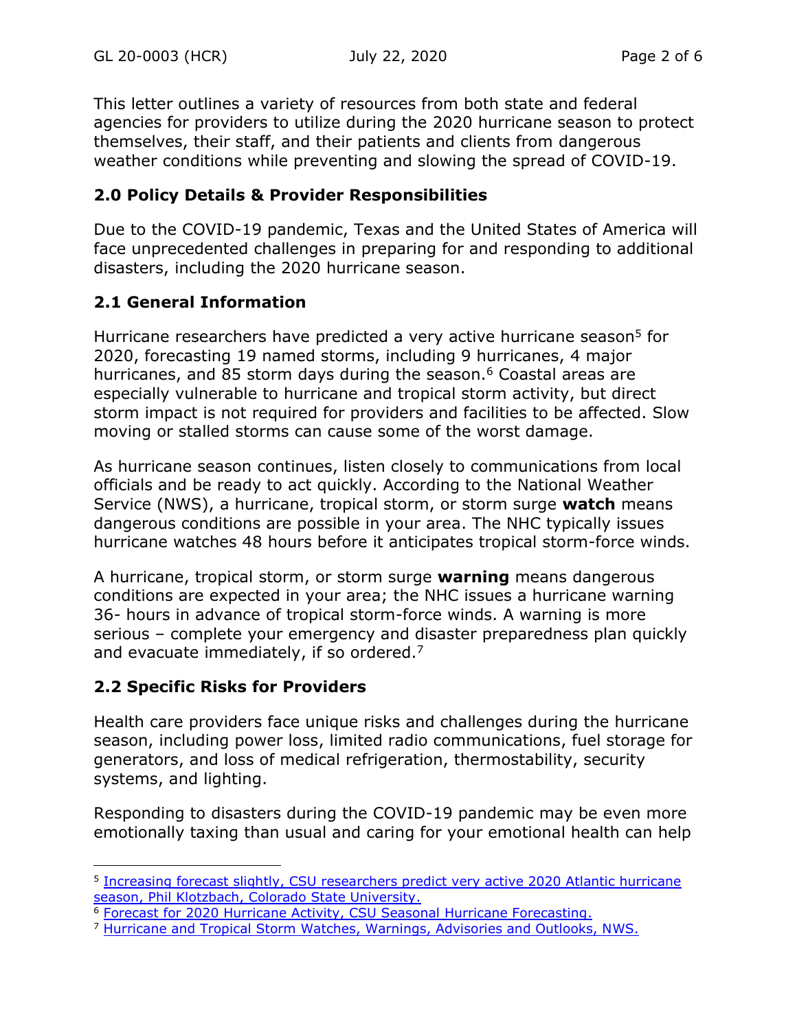This letter outlines a variety of resources from both state and federal agencies for providers to utilize during the 2020 hurricane season to protect themselves, their staff, and their patients and clients from dangerous weather conditions while preventing and slowing the spread of COVID-19.

## 2.0 Policy Details & Provider Responsibilities

Due to the COVID-19 pandemic, Texas and the United States of America will face unprecedented challenges in preparing for and responding to additional disasters, including the 2020 hurricane season.

## 2.1 General Information

Hurricane researchers have predicted a very active hurricane season[5] for 2020, forecasting 19 named storms, including 9 hurricanes, 4 major hurricanes, and 85 storm days during the season.[6] Coastal areas are especially vulnerable to hurricane and tropical storm activity, but direct storm impact is not required for providers and facilities to be affected. Slow moving or stalled storms can cause some of the worst damage.

As hurricane season continues, listen closely to communications from local officials and be ready to act quickly. According to the National Weather Service (NWS), a hurricane, tropical storm, or storm surge **watch** means dangerous conditions are possible in your area. The NHC typically issues hurricane watches 48 hours before it anticipates tropical storm-force winds.

A hurricane, tropical storm, or storm surge **warning** means dangerous conditions are expected in your area; the NHC issues a hurricane warning 36- hours in advance of tropical storm-force winds. A warning is more serious – complete your emergency and disaster preparedness plan quickly and evacuate immediately, if so ordered.[7]

## 2.2 Specific Risks for Providers

Health care providers face unique risks and challenges during the hurricane season, including power loss, limited radio communications, fuel storage for generators, and loss of medical refrigeration, thermostability, security systems, and lighting.

Responding to disasters during the COVID-19 pandemic may be even more emotionally taxing than usual and caring for your emotional health can help

---

[5] Increasing forecast slightly, CSU researchers predict very active 2020 Atlantic hurricane season, Phil Klotzbach, Colorado State University.

[6] Forecast for 2020 Hurricane Activity, CSU Seasonal Hurricane Forecasting.

[7] Hurricane and Tropical Storm Watches, Warnings, Advisories and Outlooks, NWS.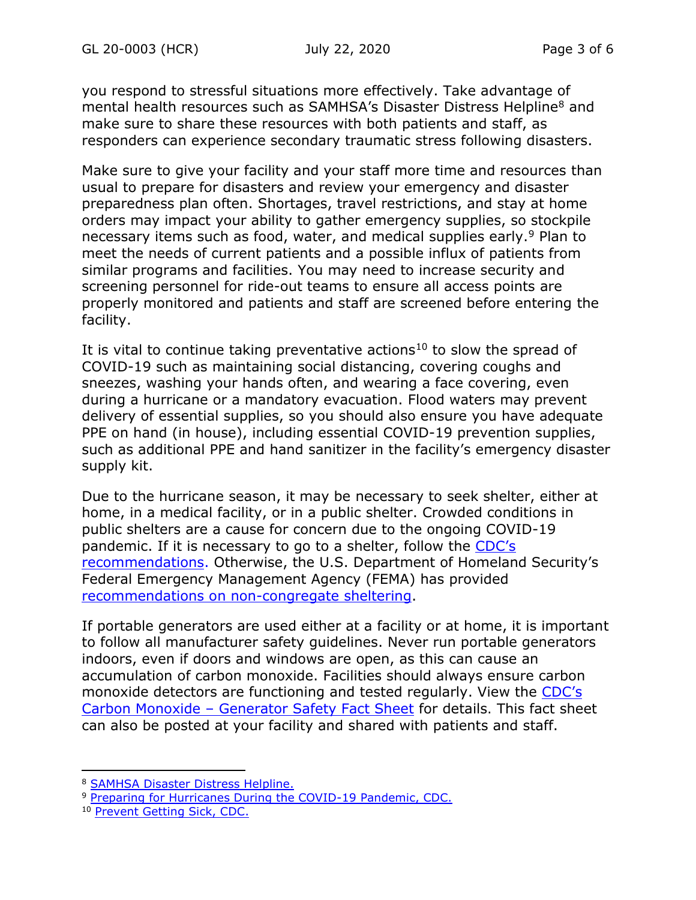you respond to stressful situations more effectively. Take advantage of mental health resources such as SAMHSA's Disaster Distress Helpline[8] and make sure to share these resources with both patients and staff, as responders can experience secondary traumatic stress following disasters.

Make sure to give your facility and your staff more time and resources than usual to prepare for disasters and review your emergency and disaster preparedness plan often. Shortages, travel restrictions, and stay at home orders may impact your ability to gather emergency supplies, so stockpile necessary items such as food, water, and medical supplies early.[9] Plan to meet the needs of current patients and a possible influx of patients from similar programs and facilities. You may need to increase security and screening personnel for ride-out teams to ensure all access points are properly monitored and patients and staff are screened before entering the facility.

It is vital to continue taking preventative actions[10] to slow the spread of COVID-19 such as maintaining social distancing, covering coughs and sneezes, washing your hands often, and wearing a face covering, even during a hurricane or a mandatory evacuation. Flood waters may prevent delivery of essential supplies, so you should also ensure you have adequate PPE on hand (in house), including essential COVID-19 prevention supplies, such as additional PPE and hand sanitizer in the facility's emergency disaster supply kit.

Due to the hurricane season, it may be necessary to seek shelter, either at home, in a medical facility, or in a public shelter. Crowded conditions in public shelters are a cause for concern due to the ongoing COVID-19 pandemic. If it is necessary to go to a shelter, follow the [CDC's recommendations.](#) Otherwise, the U.S. Department of Homeland Security's Federal Emergency Management Agency (FEMA) has provided [recommendations on non-congregate sheltering](#).

If portable generators are used either at a facility or at home, it is important to follow all manufacturer safety guidelines. Never run portable generators indoors, even if doors and windows are open, as this can cause an accumulation of carbon monoxide. Facilities should always ensure carbon monoxide detectors are functioning and tested regularly. View the [CDC's Carbon Monoxide – Generator Safety Fact Sheet](#) for details. This fact sheet can also be posted at your facility and shared with patients and staff.

---

[8] SAMHSA Disaster Distress Helpline.

[9] Preparing for Hurricanes During the COVID-19 Pandemic, CDC.

[10] Prevent Getting Sick, CDC.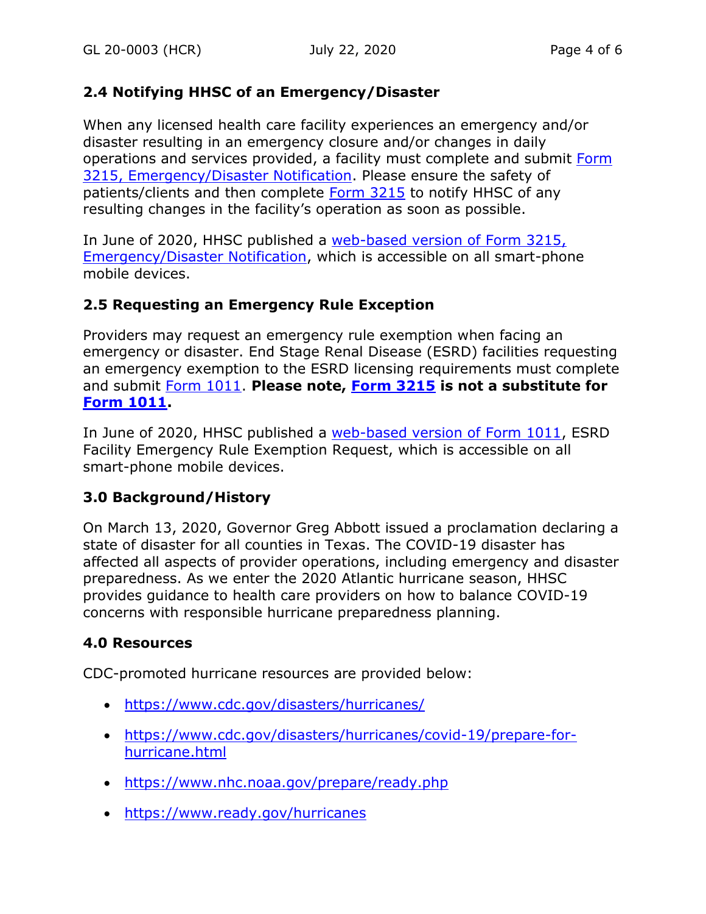### 2.4 Notifying HHSC of an Emergency/Disaster

When any licensed health care facility experiences an emergency and/or disaster resulting in an emergency closure and/or changes in daily operations and services provided, a facility must complete and submit Form 3215, Emergency/Disaster Notification. Please ensure the safety of patients/clients and then complete Form 3215 to notify HHSC of any resulting changes in the facility's operation as soon as possible.

In June of 2020, HHSC published a web-based version of Form 3215, Emergency/Disaster Notification, which is accessible on all smart-phone mobile devices.

### 2.5 Requesting an Emergency Rule Exception

Providers may request an emergency rule exemption when facing an emergency or disaster. End Stage Renal Disease (ESRD) facilities requesting an emergency exemption to the ESRD licensing requirements must complete and submit Form 1011. **Please note, Form 3215 is not a substitute for Form 1011.**

In June of 2020, HHSC published a web-based version of Form 1011, ESRD Facility Emergency Rule Exemption Request, which is accessible on all smart-phone mobile devices.

## 3.0 Background/History

On March 13, 2020, Governor Greg Abbott issued a proclamation declaring a state of disaster for all counties in Texas. The COVID-19 disaster has affected all aspects of provider operations, including emergency and disaster preparedness. As we enter the 2020 Atlantic hurricane season, HHSC provides guidance to health care providers on how to balance COVID-19 concerns with responsible hurricane preparedness planning.

## 4.0 Resources

CDC-promoted hurricane resources are provided below:

- https://www.cdc.gov/disasters/hurricanes/
- https://www.cdc.gov/disasters/hurricanes/covid-19/prepare-for-hurricane.html
- https://www.nhc.noaa.gov/prepare/ready.php
- https://www.ready.gov/hurricanes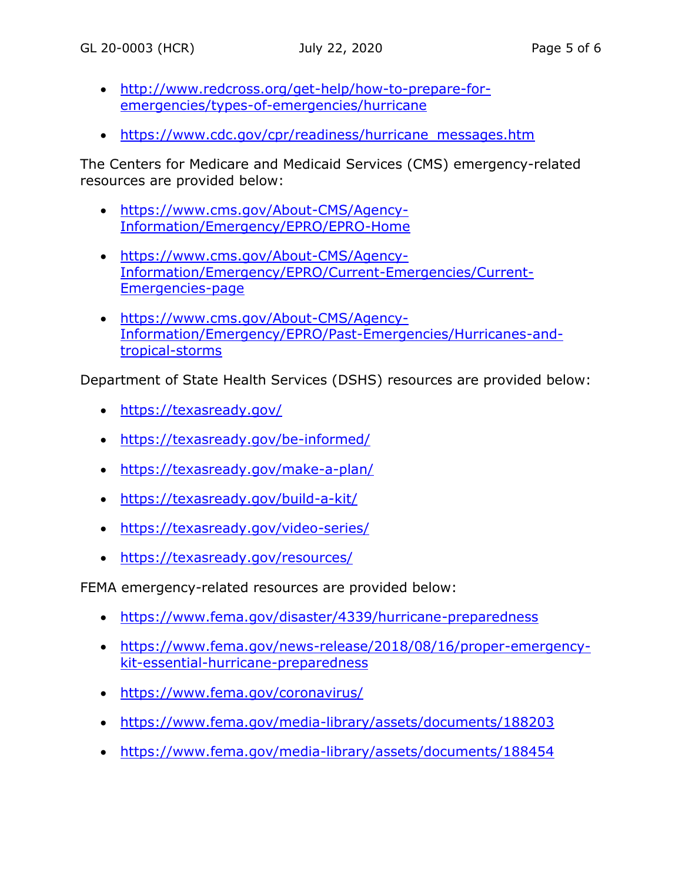- http://www.redcross.org/get-help/how-to-prepare-for-emergencies/types-of-emergencies/hurricane
- https://www.cdc.gov/cpr/readiness/hurricane_messages.htm

The Centers for Medicare and Medicaid Services (CMS) emergency-related resources are provided below:

- https://www.cms.gov/About-CMS/Agency-Information/Emergency/EPRO/EPRO-Home
- https://www.cms.gov/About-CMS/Agency-Information/Emergency/EPRO/Current-Emergencies/Current-Emergencies-page
- https://www.cms.gov/About-CMS/Agency-Information/Emergency/EPRO/Past-Emergencies/Hurricanes-and-tropical-storms

Department of State Health Services (DSHS) resources are provided below:

- https://texasready.gov/
- https://texasready.gov/be-informed/
- https://texasready.gov/make-a-plan/
- https://texasready.gov/build-a-kit/
- https://texasready.gov/video-series/
- https://texasready.gov/resources/

FEMA emergency-related resources are provided below:

- https://www.fema.gov/disaster/4339/hurricane-preparedness
- https://www.fema.gov/news-release/2018/08/16/proper-emergency-kit-essential-hurricane-preparedness
- https://www.fema.gov/coronavirus/
- https://www.fema.gov/media-library/assets/documents/188203
- https://www.fema.gov/media-library/assets/documents/188454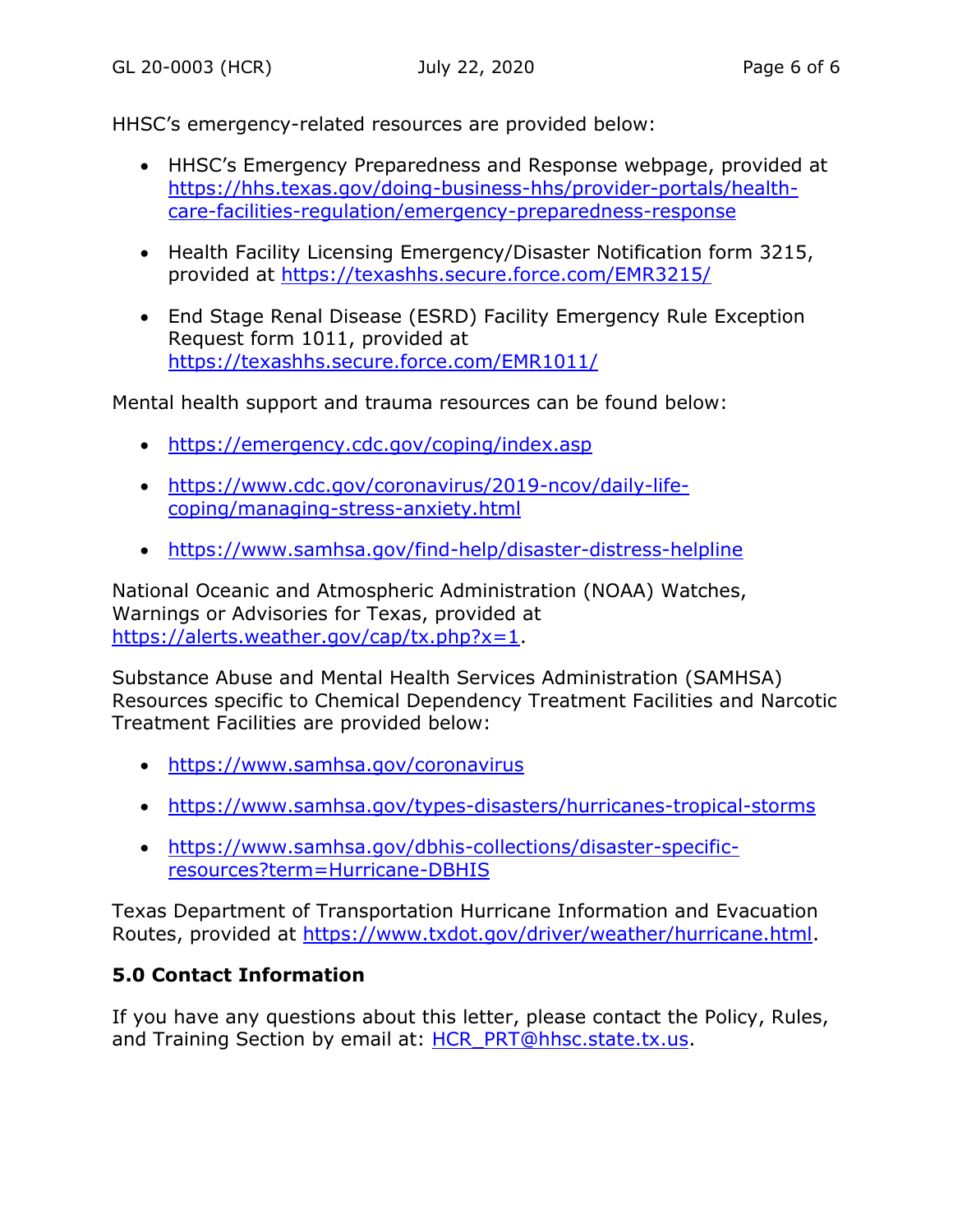HHSC's emergency-related resources are provided below:

- HHSC's Emergency Preparedness and Response webpage, provided at https://hhs.texas.gov/doing-business-hhs/provider-portals/health-care-facilities-regulation/emergency-preparedness-response
- Health Facility Licensing Emergency/Disaster Notification form 3215, provided at https://texashhs.secure.force.com/EMR3215/
- End Stage Renal Disease (ESRD) Facility Emergency Rule Exception Request form 1011, provided at https://texashhs.secure.force.com/EMR1011/

Mental health support and trauma resources can be found below:

- https://emergency.cdc.gov/coping/index.asp
- https://www.cdc.gov/coronavirus/2019-ncov/daily-life-coping/managing-stress-anxiety.html
- https://www.samhsa.gov/find-help/disaster-distress-helpline

National Oceanic and Atmospheric Administration (NOAA) Watches, Warnings or Advisories for Texas, provided at https://alerts.weather.gov/cap/tx.php?x=1.

Substance Abuse and Mental Health Services Administration (SAMHSA) Resources specific to Chemical Dependency Treatment Facilities and Narcotic Treatment Facilities are provided below:

- https://www.samhsa.gov/coronavirus
- https://www.samhsa.gov/types-disasters/hurricanes-tropical-storms
- https://www.samhsa.gov/dbhis-collections/disaster-specific-resources?term=Hurricane-DBHIS

Texas Department of Transportation Hurricane Information and Evacuation Routes, provided at https://www.txdot.gov/driver/weather/hurricane.html.

## 5.0 Contact Information

If you have any questions about this letter, please contact the Policy, Rules, and Training Section by email at: HCR_PRT@hhsc.state.tx.us.